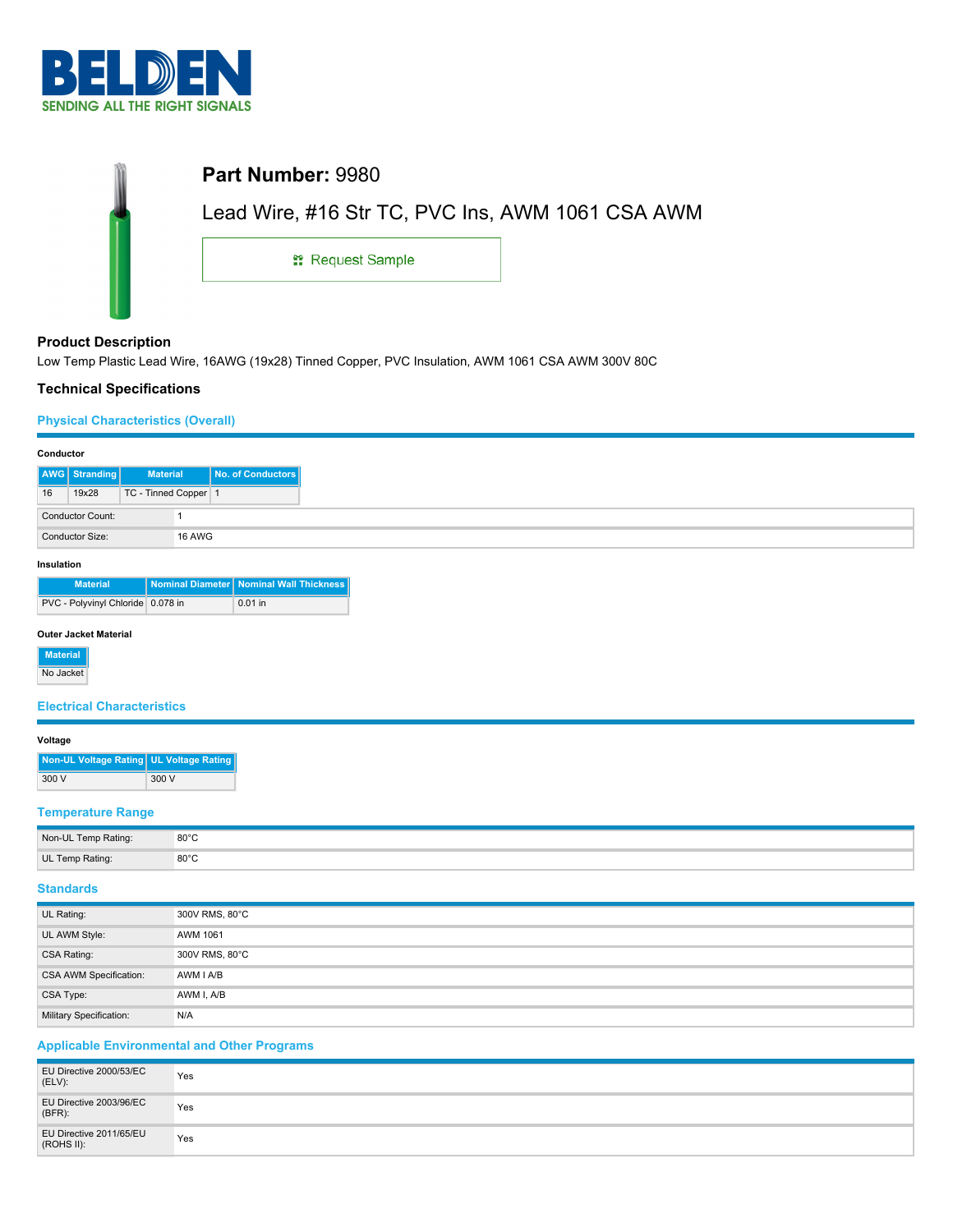# BELDEN

SENDING ALL THE RIGHT SIGNALS

## Part Number: 9980

Lead Wire, #16 Str TC, PVC Ins, AWM 1061 CSA AWM

Request Sample

### Product Description

Low Temp Plastic Lead Wire, 16AWG (19x28) Tinned Copper, PVC Insulation, AWM 1061 CSA AWM 300V 80C

### Technical Specifications

#### Physical Characteristics (Overall)

**Conductor**

| AWG | Stranding | Material | No. of Conductors |
|---|---|---|---|
| 16 | 19x28 | TC - Tinned Copper | 1 |

| | |
|---|---|
| Conductor Count: | 1 |
| Conductor Size: | 16 AWG |

**Insulation**

| Material | Nominal Diameter | Nominal Wall Thickness |
|---|---|---|
| PVC - Polyvinyl Chloride | 0.078 in | 0.01 in |

**Outer Jacket Material**

| Material |
|---|
| No Jacket |

#### Electrical Characteristics

**Voltage**

| Non-UL Voltage Rating | UL Voltage Rating |
|---|---|
| 300 V | 300 V |

#### Temperature Range

| | |
|---|---|
| Non-UL Temp Rating: | 80°C |
| UL Temp Rating: | 80°C |

#### Standards

| | |
|---|---|
| UL Rating: | 300V RMS, 80°C |
| UL AWM Style: | AWM 1061 |
| CSA Rating: | 300V RMS, 80°C |
| CSA AWM Specification: | AWM I A/B |
| CSA Type: | AWM I, A/B |
| Military Specification: | N/A |

#### Applicable Environmental and Other Programs

| | |
|---|---|
| EU Directive 2000/53/EC (ELV): | Yes |
| EU Directive 2003/96/EC (BFR): | Yes |
| EU Directive 2011/65/EU (ROHS II): | Yes |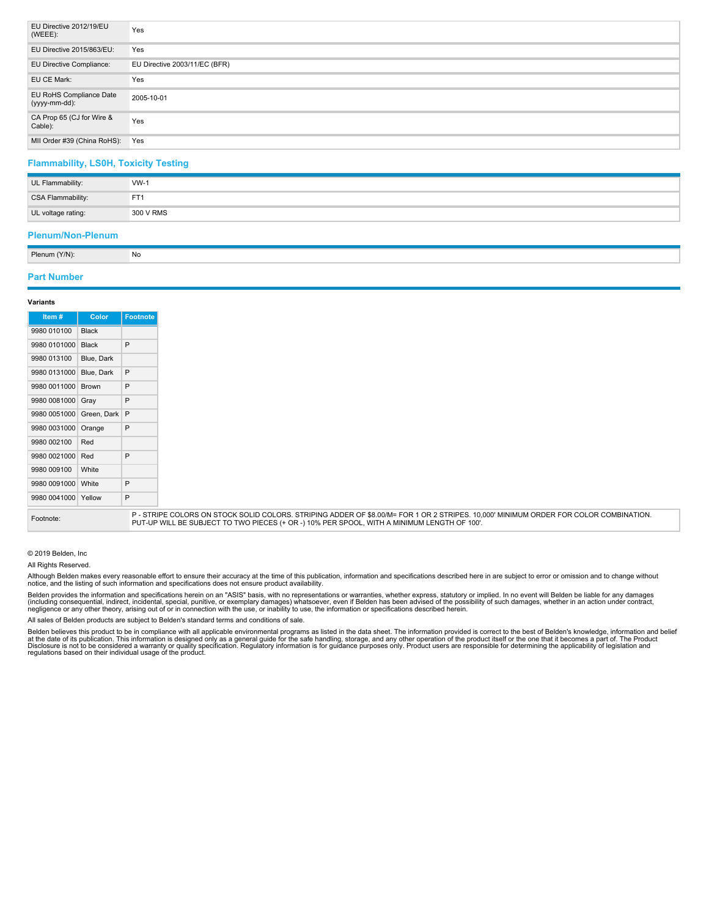| | |
|---|---|
| EU Directive 2012/19/EU (WEEE): | Yes |
| EU Directive 2015/863/EU: | Yes |
| EU Directive Compliance: | EU Directive 2003/11/EC (BFR) |
| EU CE Mark: | Yes |
| EU RoHS Compliance Date (yyyy-mm-dd): | 2005-10-01 |
| CA Prop 65 (CJ for Wire & Cable): | Yes |
| MII Order #39 (China RoHS): | Yes |

## Flammability, LS0H, Toxicity Testing

| | |
|---|---|
| UL Flammability: | VW-1 |
| CSA Flammability: | FT1 |
| UL voltage rating: | 300 V RMS |

## Plenum/Non-Plenum

| | |
|---|---|
| Plenum (Y/N): | No |

## Part Number

**Variants**

| Item # | Color | Footnote |
|---|---|---|
| 9980 010100 | Black | |
| 9980 0101000 | Black | P |
| 9980 013100 | Blue, Dark | |
| 9980 0131000 | Blue, Dark | P |
| 9980 0011000 | Brown | P |
| 9980 0081000 | Gray | P |
| 9980 0051000 | Green, Dark | P |
| 9980 0031000 | Orange | P |
| 9980 002100 | Red | |
| 9980 0021000 | Red | P |
| 9980 009100 | White | |
| 9980 0091000 | White | P |
| 9980 0041000 | Yellow | P |

| | |
|---|---|
| Footnote: | P - STRIPE COLORS ON STOCK SOLID COLORS. STRIPING ADDER OF $8.00/M= FOR 1 OR 2 STRIPES. 10,000' MINIMUM ORDER FOR COLOR COMBINATION. PUT-UP WILL BE SUBJECT TO TWO PIECES (+ OR -) 10% PER SPOOL, WITH A MINIMUM LENGTH OF 100'. |

© 2019 Belden, Inc

All Rights Reserved.

Although Belden makes every reasonable effort to ensure their accuracy at the time of this publication, information and specifications described here in are subject to error or omission and to change without notice, and the listing of such information and specifications does not ensure product availability.

Belden provides the information and specifications herein on an "ASIS" basis, with no representations or warranties, whether express, statutory or implied. In no event will Belden be liable for any damages (including consequential, indirect, incidental, special, punitive, or exemplary damages) whatsoever, even if Belden has been advised of the possibility of such damages, whether in an action under contract, negligence or any other theory, arising out of or in connection with the use, or inability to use, the information or specifications described herein.

All sales of Belden products are subject to Belden's standard terms and conditions of sale.

Belden believes this product to be in compliance with all applicable environmental programs as listed in the data sheet. The information provided is correct to the best of Belden's knowledge, information and belief at the date of its publication. This information is designed only as a general guide for the safe handling, storage, and any other operation of the product itself or the one that it becomes a part of. The Product Disclosure is not to be considered a warranty or quality specification. Regulatory information is for guidance purposes only. Product users are responsible for determining the applicability of legislation and regulations based on their individual usage of the product.